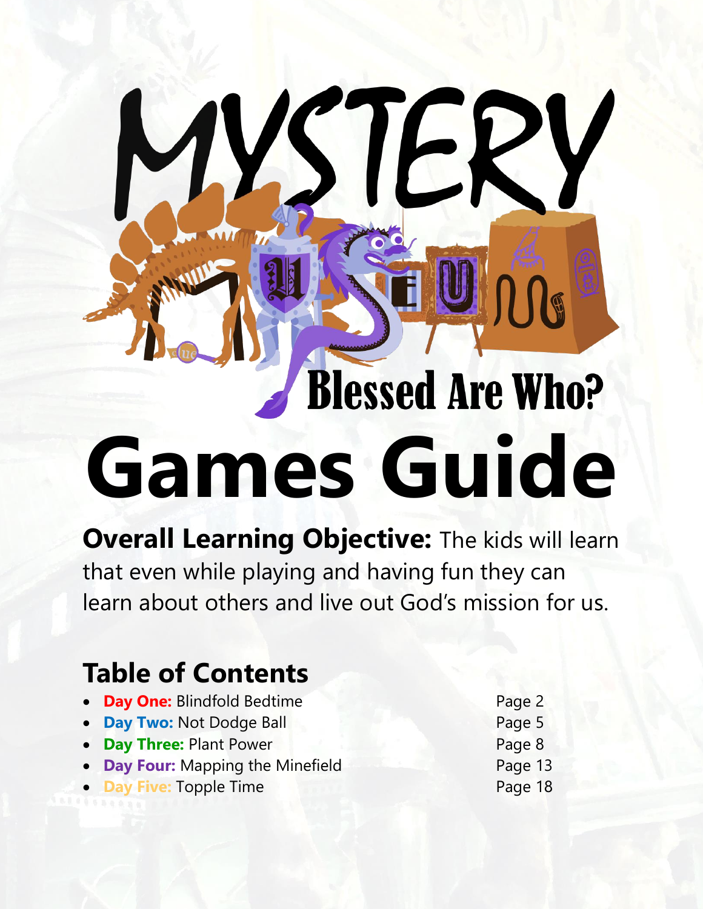# MYSTERY MUSEUM

## Blessed Are Who?

# Games Guide

**Overall Learning Objective:** The kids will learn that even while playing and having fun they can learn about others and live out God's mission for us.

## Table of Contents

- **Day One:** Blindfold Bedtime — Page 2
- **Day Two:** Not Dodge Ball — Page 5
- **Day Three:** Plant Power — Page 8
- **Day Four:** Mapping the Minefield — Page 13
- **Day Five:** Topple Time — Page 18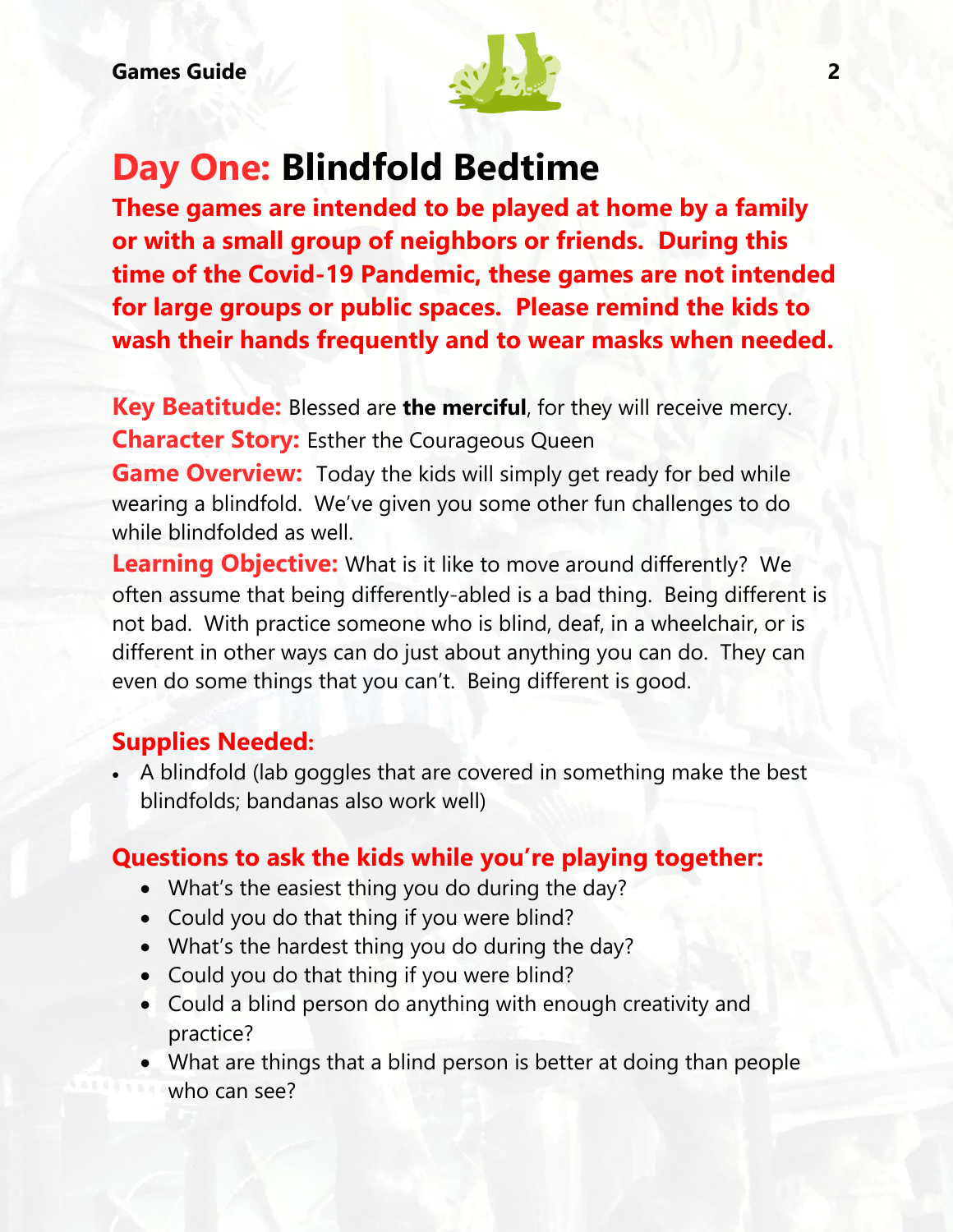# Day One: Blindfold Bedtime

**These games are intended to be played at home by a family or with a small group of neighbors or friends. During this time of the Covid-19 Pandemic, these games are not intended for large groups or public spaces. Please remind the kids to wash their hands frequently and to wear masks when needed.**

**Key Beatitude:** Blessed are **the merciful**, for they will receive mercy.

**Character Story:** Esther the Courageous Queen

**Game Overview:** Today the kids will simply get ready for bed while wearing a blindfold. We've given you some other fun challenges to do while blindfolded as well.

**Learning Objective:** What is it like to move around differently? We often assume that being differently-abled is a bad thing. Being different is not bad. With practice someone who is blind, deaf, in a wheelchair, or is different in other ways can do just about anything you can do. They can even do some things that you can't. Being different is good.

## Supplies Needed:

- A blindfold (lab goggles that are covered in something make the best blindfolds; bandanas also work well)

## Questions to ask the kids while you're playing together:

- What's the easiest thing you do during the day?
- Could you do that thing if you were blind?
- What's the hardest thing you do during the day?
- Could you do that thing if you were blind?
- Could a blind person do anything with enough creativity and practice?
- What are things that a blind person is better at doing than people who can see?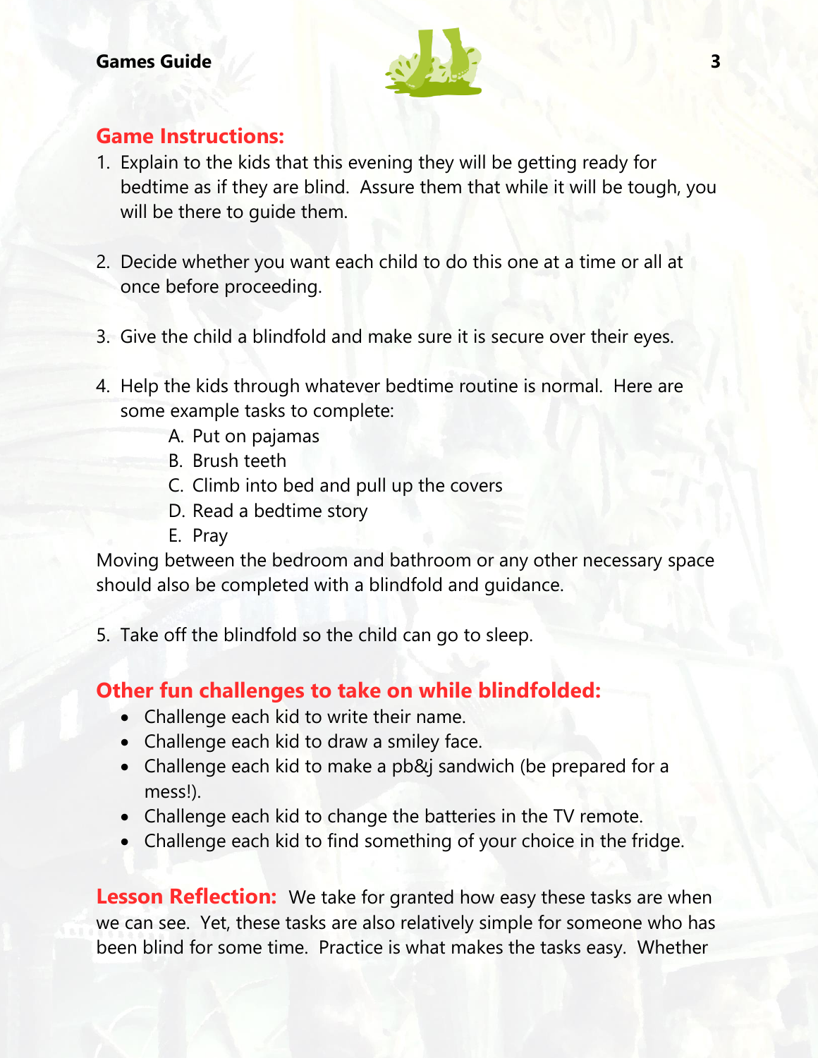## Game Instructions:

1. Explain to the kids that this evening they will be getting ready for bedtime as if they are blind. Assure them that while it will be tough, you will be there to guide them.

2. Decide whether you want each child to do this one at a time or all at once before proceeding.

3. Give the child a blindfold and make sure it is secure over their eyes.

4. Help the kids through whatever bedtime routine is normal. Here are some example tasks to complete:
   A. Put on pajamas
   B. Brush teeth
   C. Climb into bed and pull up the covers
   D. Read a bedtime story
   E. Pray

Moving between the bedroom and bathroom or any other necessary space should also be completed with a blindfold and guidance.

5. Take off the blindfold so the child can go to sleep.

## Other fun challenges to take on while blindfolded:

- Challenge each kid to write their name.
- Challenge each kid to draw a smiley face.
- Challenge each kid to make a pb&j sandwich (be prepared for a mess!).
- Challenge each kid to change the batteries in the TV remote.
- Challenge each kid to find something of your choice in the fridge.

**Lesson Reflection:** We take for granted how easy these tasks are when we can see. Yet, these tasks are also relatively simple for someone who has been blind for some time. Practice is what makes the tasks easy. Whether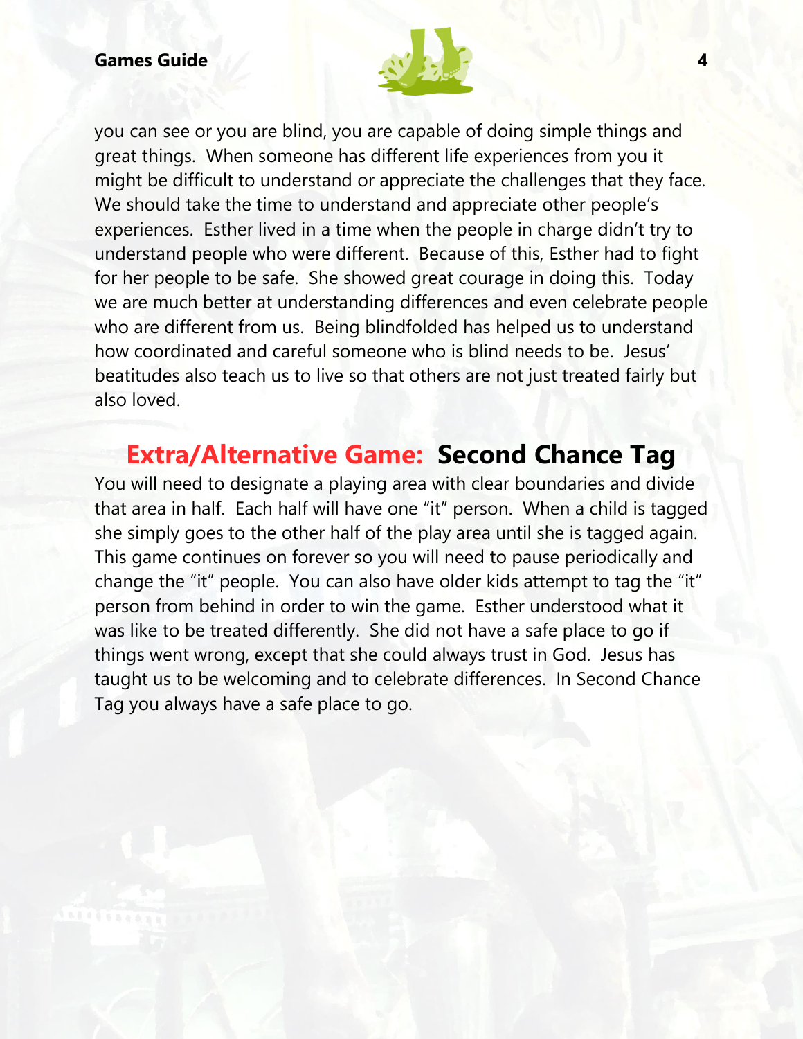you can see or you are blind, you are capable of doing simple things and great things. When someone has different life experiences from you it might be difficult to understand or appreciate the challenges that they face. We should take the time to understand and appreciate other people's experiences. Esther lived in a time when the people in charge didn't try to understand people who were different. Because of this, Esther had to fight for her people to be safe. She showed great courage in doing this. Today we are much better at understanding differences and even celebrate people who are different from us. Being blindfolded has helped us to understand how coordinated and careful someone who is blind needs to be. Jesus' beatitudes also teach us to live so that others are not just treated fairly but also loved.

## Extra/Alternative Game: **Second Chance Tag**

You will need to designate a playing area with clear boundaries and divide that area in half. Each half will have one "it" person. When a child is tagged she simply goes to the other half of the play area until she is tagged again. This game continues on forever so you will need to pause periodically and change the "it" people. You can also have older kids attempt to tag the "it" person from behind in order to win the game. Esther understood what it was like to be treated differently. She did not have a safe place to go if things went wrong, except that she could always trust in God. Jesus has taught us to be welcoming and to celebrate differences. In Second Chance Tag you always have a safe place to go.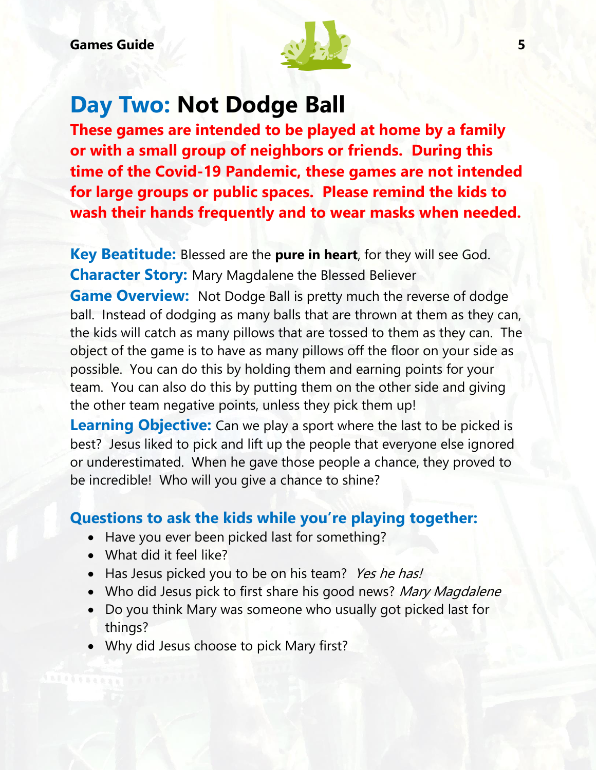# Day Two: Not Dodge Ball

**These games are intended to be played at home by a family or with a small group of neighbors or friends. During this time of the Covid-19 Pandemic, these games are not intended for large groups or public spaces. Please remind the kids to wash their hands frequently and to wear masks when needed.**

**Key Beatitude:** Blessed are the **pure in heart**, for they will see God.

**Character Story:** Mary Magdalene the Blessed Believer

**Game Overview:** Not Dodge Ball is pretty much the reverse of dodge ball. Instead of dodging as many balls that are thrown at them as they can, the kids will catch as many pillows that are tossed to them as they can. The object of the game is to have as many pillows off the floor on your side as possible. You can do this by holding them and earning points for your team. You can also do this by putting them on the other side and giving the other team negative points, unless they pick them up!

**Learning Objective:** Can we play a sport where the last to be picked is best? Jesus liked to pick and lift up the people that everyone else ignored or underestimated. When he gave those people a chance, they proved to be incredible! Who will you give a chance to shine?

## Questions to ask the kids while you're playing together:

- Have you ever been picked last for something?
- What did it feel like?
- Has Jesus picked you to be on his team? *Yes he has!*
- Who did Jesus pick to first share his good news? *Mary Magdalene*
- Do you think Mary was someone who usually got picked last for things?
- Why did Jesus choose to pick Mary first?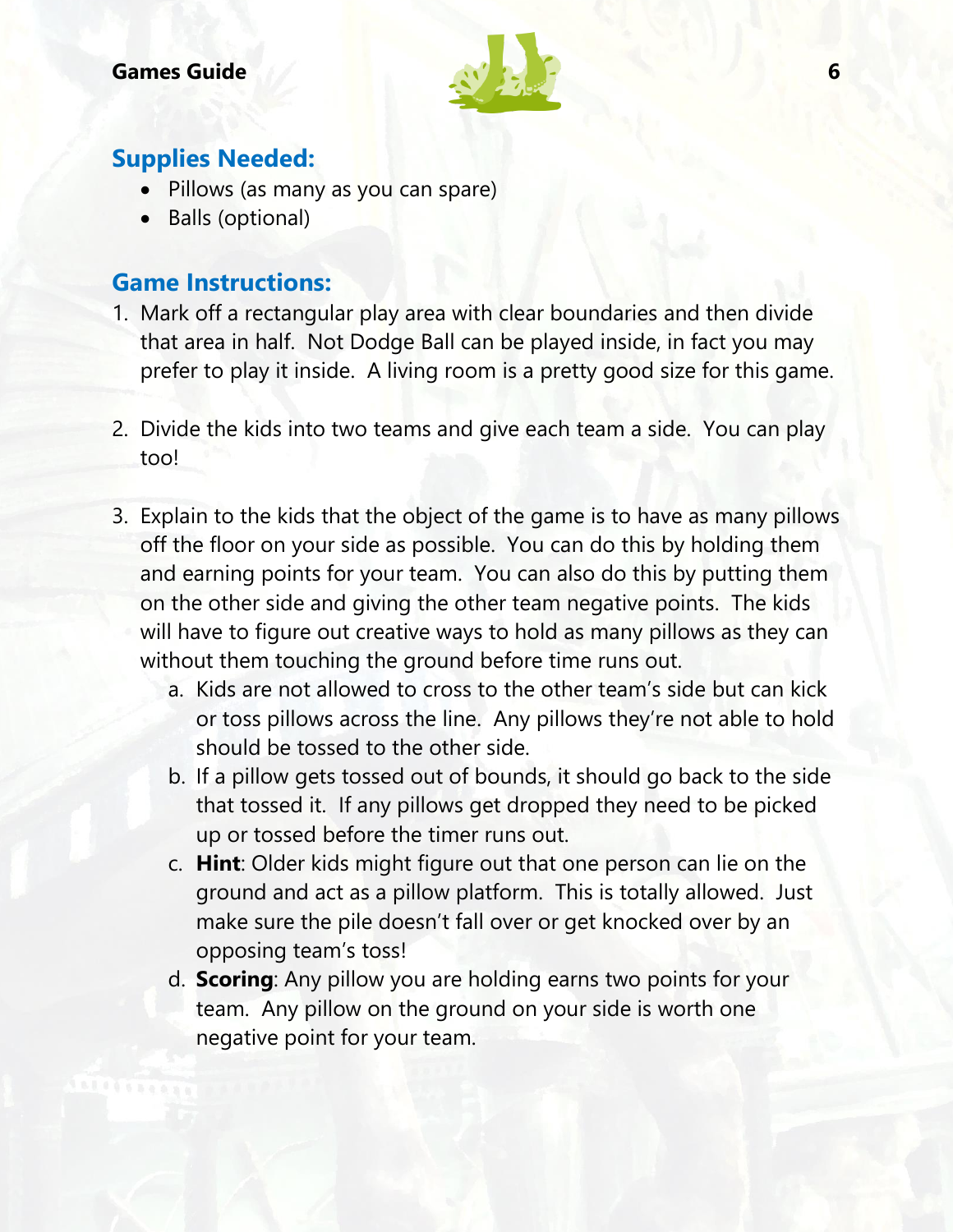## Supplies Needed:

- Pillows (as many as you can spare)
- Balls (optional)

## Game Instructions:

1. Mark off a rectangular play area with clear boundaries and then divide that area in half. Not Dodge Ball can be played inside, in fact you may prefer to play it inside. A living room is a pretty good size for this game.

2. Divide the kids into two teams and give each team a side. You can play too!

3. Explain to the kids that the object of the game is to have as many pillows off the floor on your side as possible. You can do this by holding them and earning points for your team. You can also do this by putting them on the other side and giving the other team negative points. The kids will have to figure out creative ways to hold as many pillows as they can without them touching the ground before time runs out.
    a. Kids are not allowed to cross to the other team's side but can kick or toss pillows across the line. Any pillows they're not able to hold should be tossed to the other side.
    b. If a pillow gets tossed out of bounds, it should go back to the side that tossed it. If any pillows get dropped they need to be picked up or tossed before the timer runs out.
    c. **Hint**: Older kids might figure out that one person can lie on the ground and act as a pillow platform. This is totally allowed. Just make sure the pile doesn't fall over or get knocked over by an opposing team's toss!
    d. **Scoring**: Any pillow you are holding earns two points for your team. Any pillow on the ground on your side is worth one negative point for your team.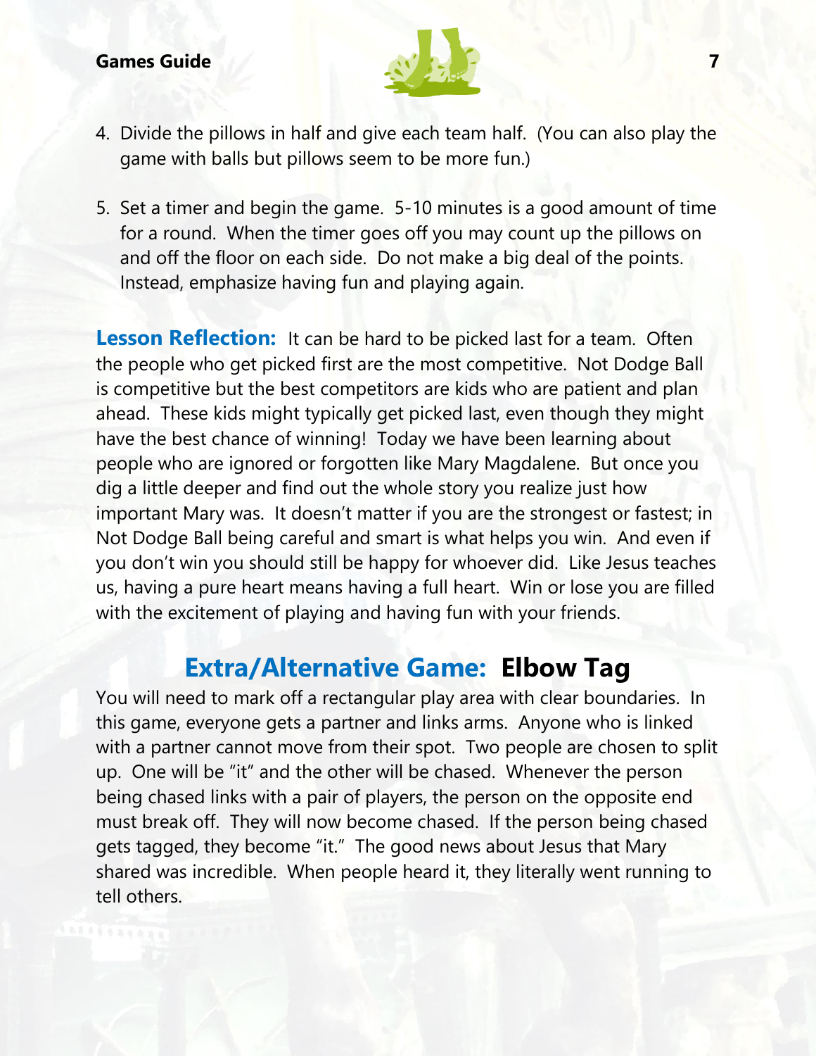4. Divide the pillows in half and give each team half. (You can also play the game with balls but pillows seem to be more fun.)

5. Set a timer and begin the game. 5-10 minutes is a good amount of time for a round. When the timer goes off you may count up the pillows on and off the floor on each side. Do not make a big deal of the points. Instead, emphasize having fun and playing again.

**Lesson Reflection:** It can be hard to be picked last for a team. Often the people who get picked first are the most competitive. Not Dodge Ball is competitive but the best competitors are kids who are patient and plan ahead. These kids might typically get picked last, even though they might have the best chance of winning! Today we have been learning about people who are ignored or forgotten like Mary Magdalene. But once you dig a little deeper and find out the whole story you realize just how important Mary was. It doesn't matter if you are the strongest or fastest; in Not Dodge Ball being careful and smart is what helps you win. And even if you don't win you should still be happy for whoever did. Like Jesus teaches us, having a pure heart means having a full heart. Win or lose you are filled with the excitement of playing and having fun with your friends.

## Extra/Alternative Game: Elbow Tag

You will need to mark off a rectangular play area with clear boundaries. In this game, everyone gets a partner and links arms. Anyone who is linked with a partner cannot move from their spot. Two people are chosen to split up. One will be "it" and the other will be chased. Whenever the person being chased links with a pair of players, the person on the opposite end must break off. They will now become chased. If the person being chased gets tagged, they become "it." The good news about Jesus that Mary shared was incredible. When people heard it, they literally went running to tell others.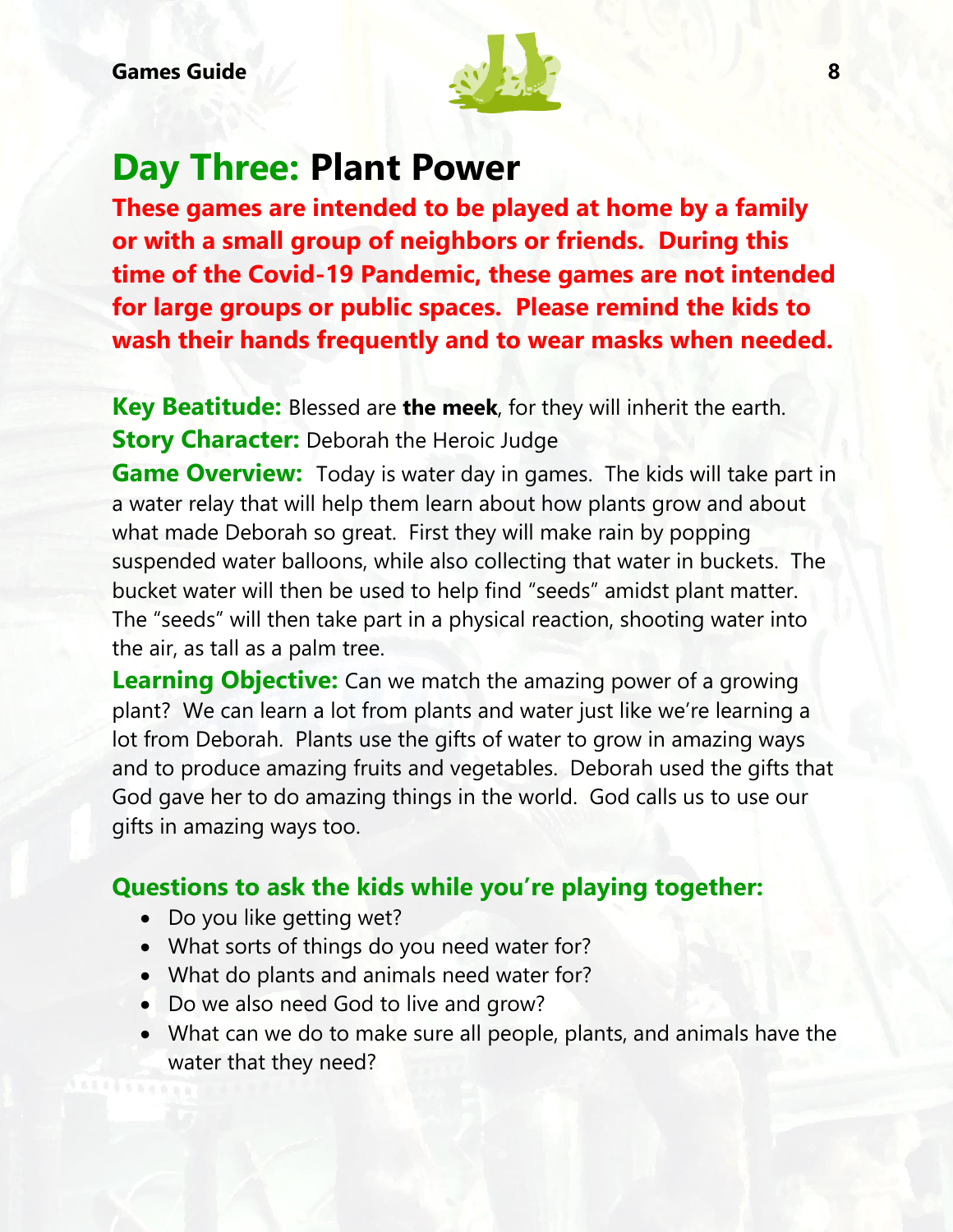# **Day Three:** Plant Power

**These games are intended to be played at home by a family or with a small group of neighbors or friends. During this time of the Covid-19 Pandemic, these games are not intended for large groups or public spaces. Please remind the kids to wash their hands frequently and to wear masks when needed.**

**Key Beatitude:** Blessed are **the meek**, for they will inherit the earth.

**Story Character:** Deborah the Heroic Judge

**Game Overview:** Today is water day in games. The kids will take part in a water relay that will help them learn about how plants grow and about what made Deborah so great. First they will make rain by popping suspended water balloons, while also collecting that water in buckets. The bucket water will then be used to help find "seeds" amidst plant matter. The "seeds" will then take part in a physical reaction, shooting water into the air, as tall as a palm tree.

**Learning Objective:** Can we match the amazing power of a growing plant? We can learn a lot from plants and water just like we're learning a lot from Deborah. Plants use the gifts of water to grow in amazing ways and to produce amazing fruits and vegetables. Deborah used the gifts that God gave her to do amazing things in the world. God calls us to use our gifts in amazing ways too.

### Questions to ask the kids while you're playing together:

- Do you like getting wet?
- What sorts of things do you need water for?
- What do plants and animals need water for?
- Do we also need God to live and grow?
- What can we do to make sure all people, plants, and animals have the water that they need?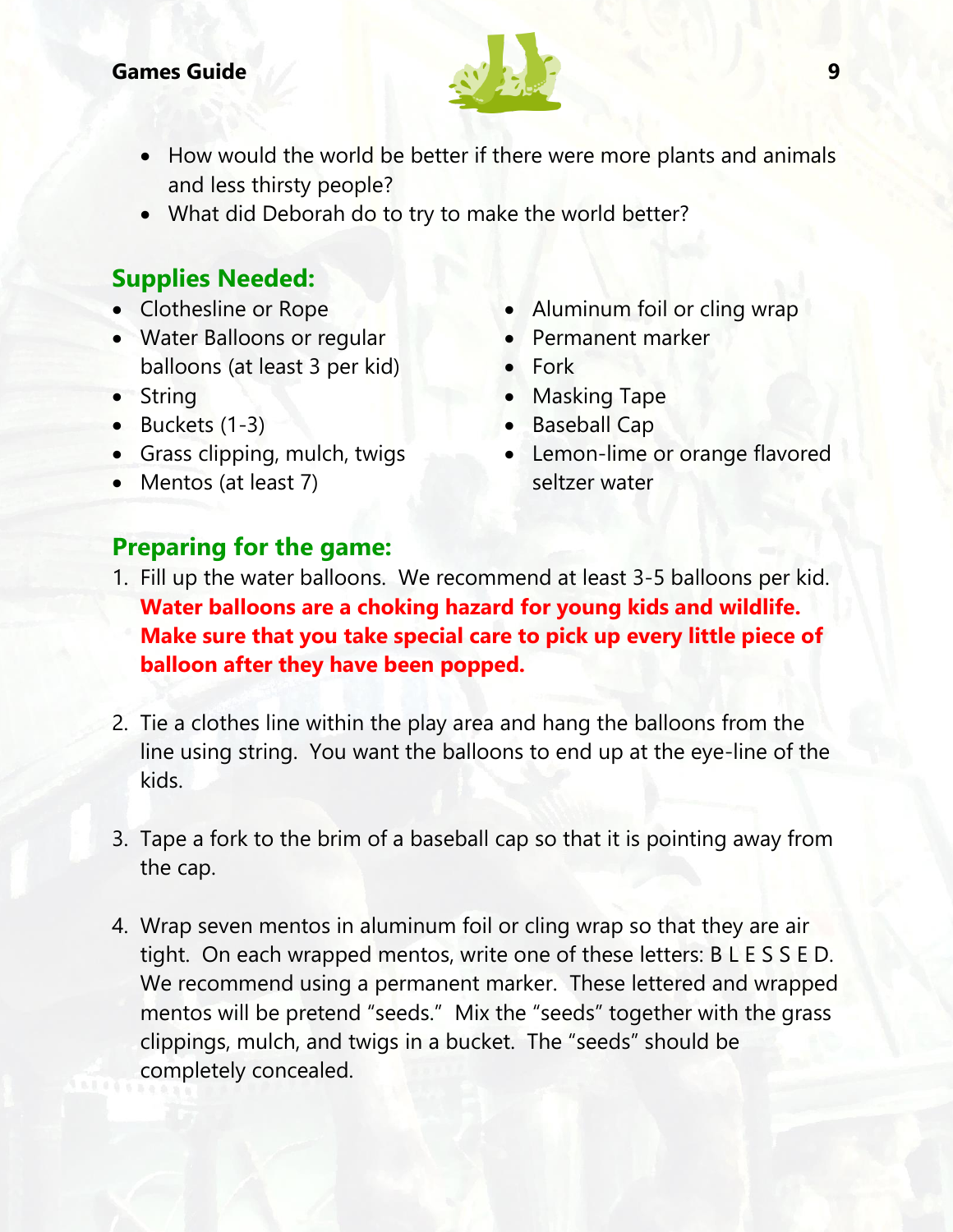- How would the world be better if there were more plants and animals and less thirsty people?
- What did Deborah do to try to make the world better?

## Supplies Needed:

- Clothesline or Rope
- Water Balloons or regular balloons (at least 3 per kid)
- String
- Buckets (1-3)
- Grass clipping, mulch, twigs
- Mentos (at least 7)
- Aluminum foil or cling wrap
- Permanent marker
- Fork
- Masking Tape
- Baseball Cap
- Lemon-lime or orange flavored seltzer water

## Preparing for the game:

1. Fill up the water balloons. We recommend at least 3-5 balloons per kid. **Water balloons are a choking hazard for young kids and wildlife. Make sure that you take special care to pick up every little piece of balloon after they have been popped.**

2. Tie a clothes line within the play area and hang the balloons from the line using string. You want the balloons to end up at the eye-line of the kids.

3. Tape a fork to the brim of a baseball cap so that it is pointing away from the cap.

4. Wrap seven mentos in aluminum foil or cling wrap so that they are air tight. On each wrapped mentos, write one of these letters: B L E S S E D. We recommend using a permanent marker. These lettered and wrapped mentos will be pretend "seeds." Mix the "seeds" together with the grass clippings, mulch, and twigs in a bucket. The "seeds" should be completely concealed.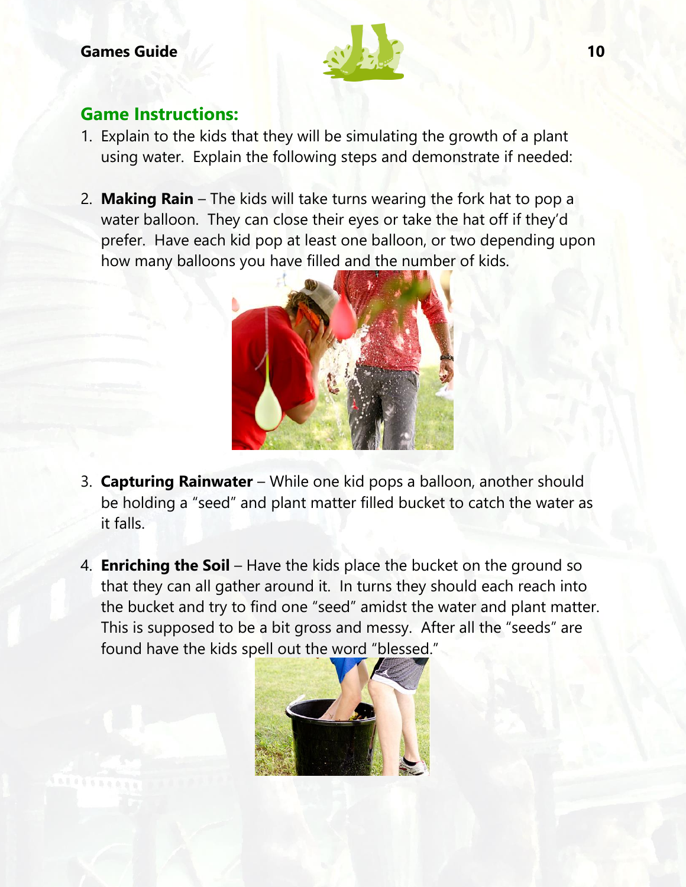## Game Instructions:

1. Explain to the kids that they will be simulating the growth of a plant using water. Explain the following steps and demonstrate if needed:

2. **Making Rain** – The kids will take turns wearing the fork hat to pop a water balloon. They can close their eyes or take the hat off if they'd prefer. Have each kid pop at least one balloon, or two depending upon how many balloons you have filled and the number of kids.

3. **Capturing Rainwater** – While one kid pops a balloon, another should be holding a "seed" and plant matter filled bucket to catch the water as it falls.

4. **Enriching the Soil** – Have the kids place the bucket on the ground so that they can all gather around it. In turns they should each reach into the bucket and try to find one "seed" amidst the water and plant matter. This is supposed to be a bit gross and messy. After all the "seeds" are found have the kids spell out the word "blessed."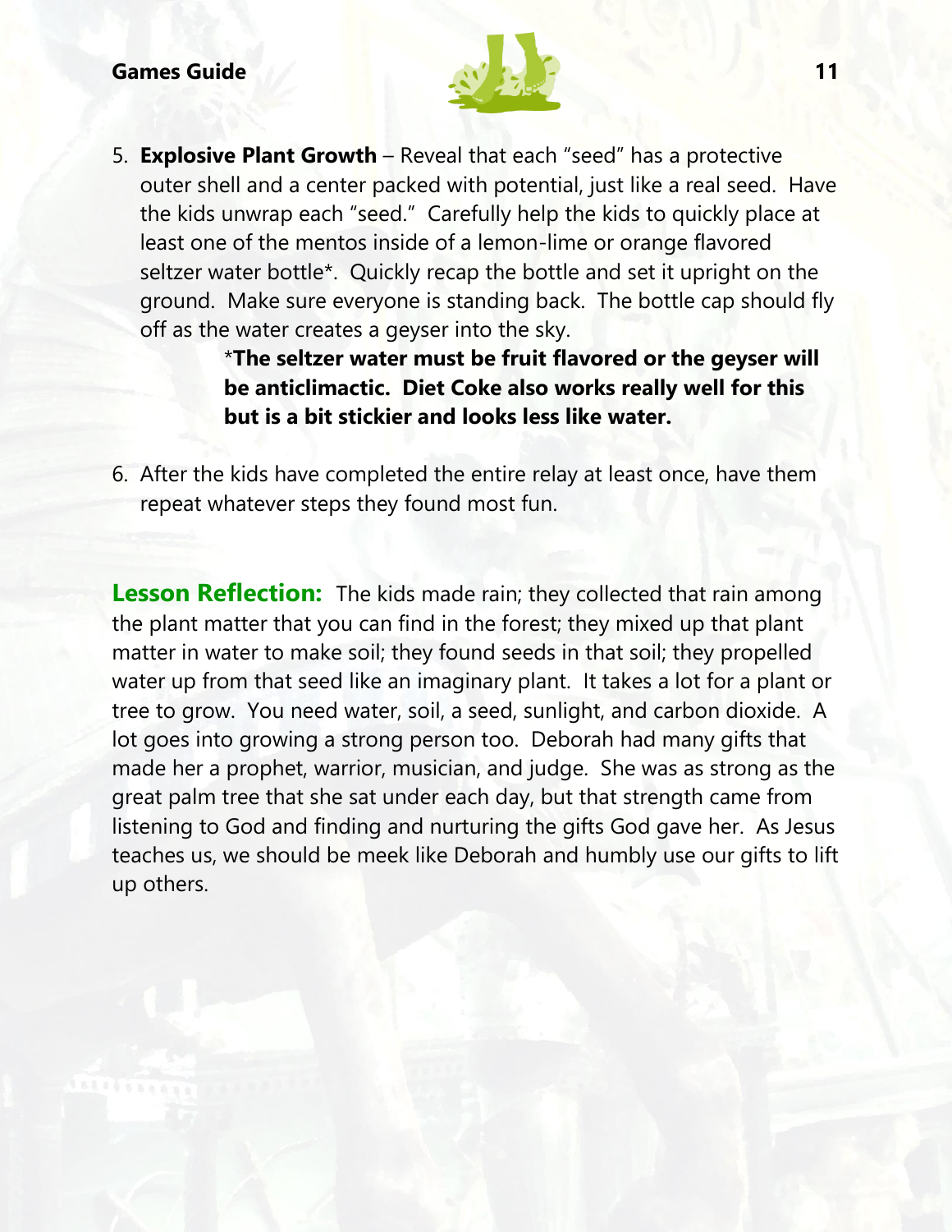5. **Explosive Plant Growth** – Reveal that each "seed" has a protective outer shell and a center packed with potential, just like a real seed. Have the kids unwrap each "seed." Carefully help the kids to quickly place at least one of the mentos inside of a lemon-lime or orange flavored seltzer water bottle*. Quickly recap the bottle and set it upright on the ground. Make sure everyone is standing back. The bottle cap should fly off as the water creates a geyser into the sky.

   ***The seltzer water must be fruit flavored or the geyser will be anticlimactic. Diet Coke also works really well for this but is a bit stickier and looks less like water.**

6. After the kids have completed the entire relay at least once, have them repeat whatever steps they found most fun.

**Lesson Reflection:** The kids made rain; they collected that rain among the plant matter that you can find in the forest; they mixed up that plant matter in water to make soil; they found seeds in that soil; they propelled water up from that seed like an imaginary plant. It takes a lot for a plant or tree to grow. You need water, soil, a seed, sunlight, and carbon dioxide. A lot goes into growing a strong person too. Deborah had many gifts that made her a prophet, warrior, musician, and judge. She was as strong as the great palm tree that she sat under each day, but that strength came from listening to God and finding and nurturing the gifts God gave her. As Jesus teaches us, we should be meek like Deborah and humbly use our gifts to lift up others.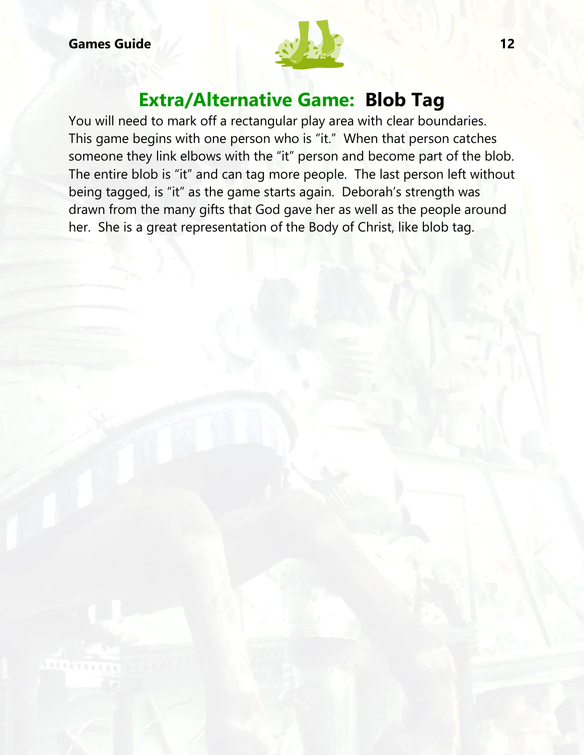# Extra/Alternative Game: **Blob Tag**

You will need to mark off a rectangular play area with clear boundaries. This game begins with one person who is "it." When that person catches someone they link elbows with the "it" person and become part of the blob. The entire blob is "it" and can tag more people. The last person left without being tagged, is "it" as the game starts again. Deborah's strength was drawn from the many gifts that God gave her as well as the people around her. She is a great representation of the Body of Christ, like blob tag.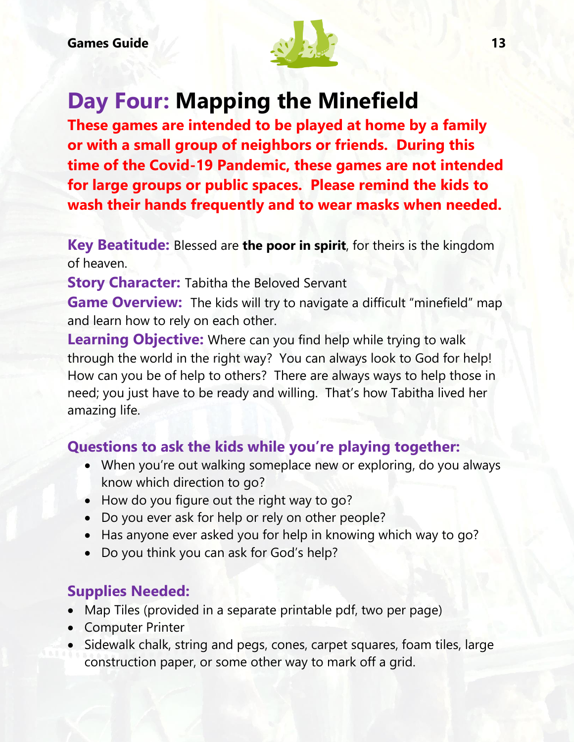# Day Four: Mapping the Minefield

**These games are intended to be played at home by a family or with a small group of neighbors or friends. During this time of the Covid-19 Pandemic, these games are not intended for large groups or public spaces. Please remind the kids to wash their hands frequently and to wear masks when needed.**

**Key Beatitude:** Blessed are **the poor in spirit**, for theirs is the kingdom of heaven.

**Story Character:** Tabitha the Beloved Servant

**Game Overview:** The kids will try to navigate a difficult "minefield" map and learn how to rely on each other.

**Learning Objective:** Where can you find help while trying to walk through the world in the right way? You can always look to God for help! How can you be of help to others? There are always ways to help those in need; you just have to be ready and willing. That's how Tabitha lived her amazing life.

### Questions to ask the kids while you're playing together:

- When you're out walking someplace new or exploring, do you always know which direction to go?
- How do you figure out the right way to go?
- Do you ever ask for help or rely on other people?
- Has anyone ever asked you for help in knowing which way to go?
- Do you think you can ask for God's help?

### Supplies Needed:

- Map Tiles (provided in a separate printable pdf, two per page)
- Computer Printer
- Sidewalk chalk, string and pegs, cones, carpet squares, foam tiles, large construction paper, or some other way to mark off a grid.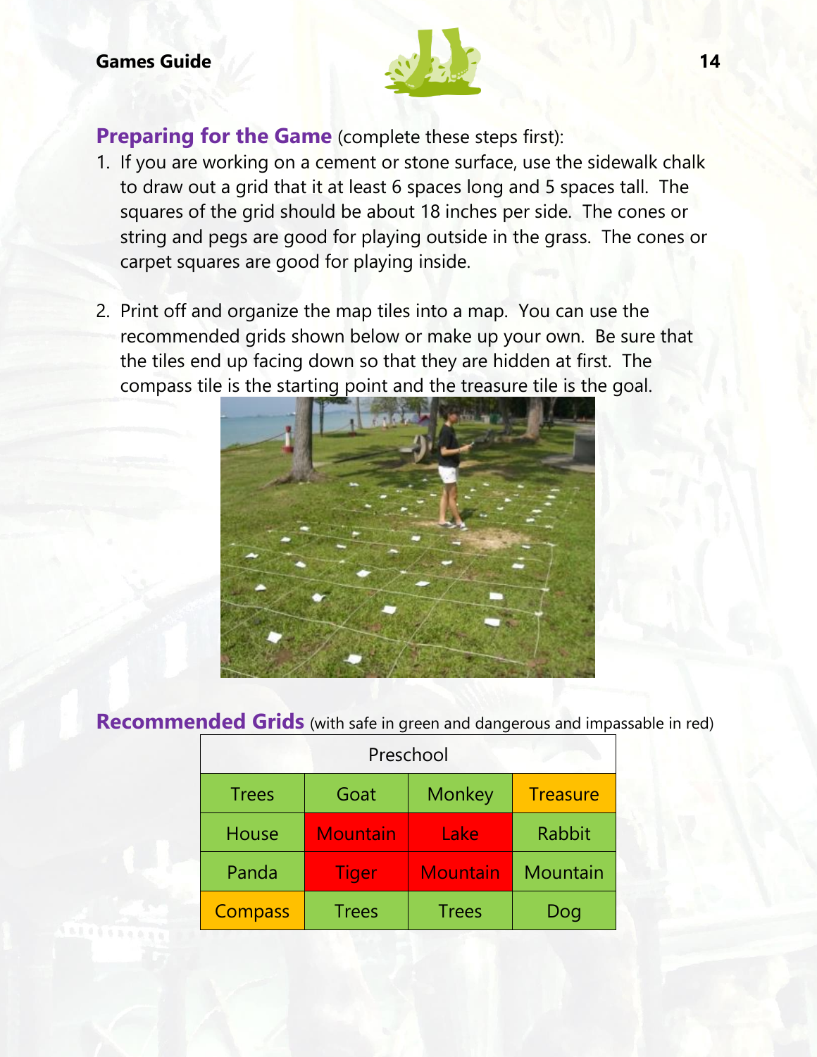**Preparing for the Game** (complete these steps first):

1. If you are working on a cement or stone surface, use the sidewalk chalk to draw out a grid that it at least 6 spaces long and 5 spaces tall. The squares of the grid should be about 18 inches per side. The cones or string and pegs are good for playing outside in the grass. The cones or carpet squares are good for playing inside.

2. Print off and organize the map tiles into a map. You can use the recommended grids shown below or make up your own. Be sure that the tiles end up facing down so that they are hidden at first. The compass tile is the starting point and the treasure tile is the goal.

**Recommended Grids** (with safe in green and dangerous and impassable in red)

| Preschool | | | |
|---|---|---|---|
| Trees | Goat | Monkey | Treasure |
| House | Mountain | Lake | Rabbit |
| Panda | Tiger | Mountain | Mountain |
| Compass | Trees | Trees | Dog |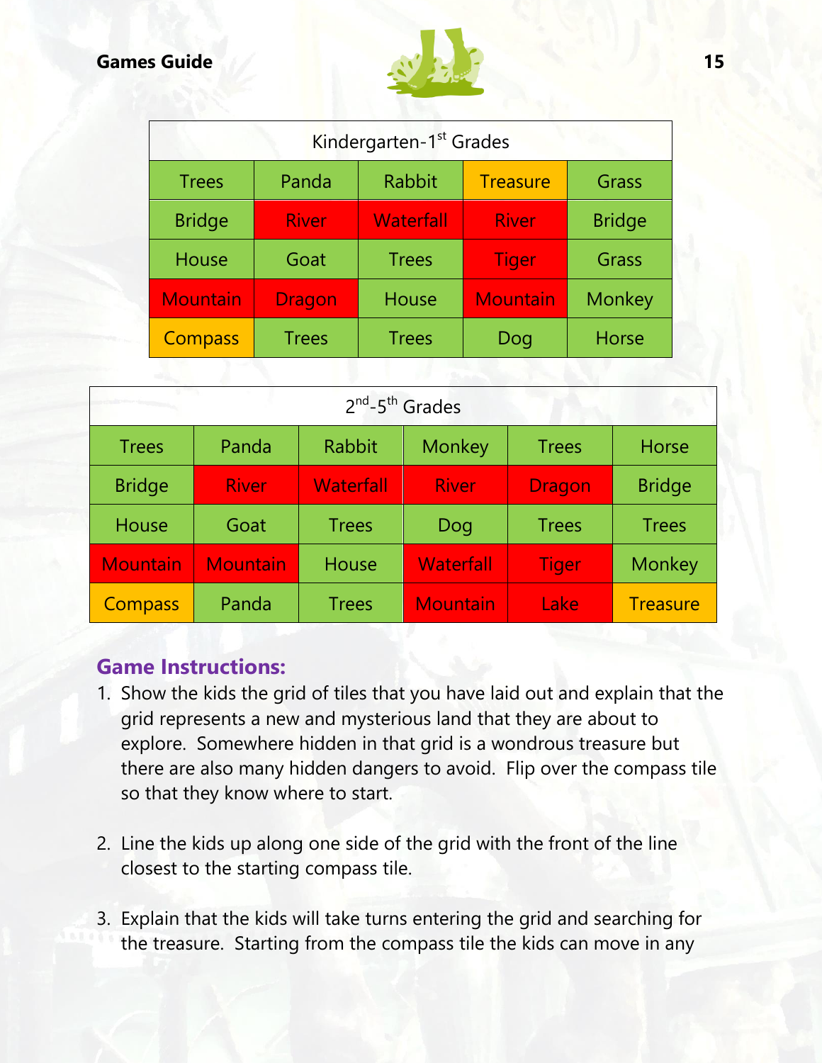| Kindergarten-1st Grades | | | | |
|---|---|---|---|---|
| Trees | Panda | Rabbit | Treasure | Grass |
| Bridge | River | Waterfall | River | Bridge |
| House | Goat | Trees | Tiger | Grass |
| Mountain | Dragon | House | Mountain | Monkey |
| Compass | Trees | Trees | Dog | Horse |

| 2nd-5th Grades | | | | | |
|---|---|---|---|---|---|
| Trees | Panda | Rabbit | Monkey | Trees | Horse |
| Bridge | River | Waterfall | River | Dragon | Bridge |
| House | Goat | Trees | Dog | Trees | Trees |
| Mountain | Mountain | House | Waterfall | Tiger | Monkey |
| Compass | Panda | Trees | Mountain | Lake | Treasure |

## Game Instructions:

1. Show the kids the grid of tiles that you have laid out and explain that the grid represents a new and mysterious land that they are about to explore. Somewhere hidden in that grid is a wondrous treasure but there are also many hidden dangers to avoid. Flip over the compass tile so that they know where to start.

2. Line the kids up along one side of the grid with the front of the line closest to the starting compass tile.

3. Explain that the kids will take turns entering the grid and searching for the treasure. Starting from the compass tile the kids can move in any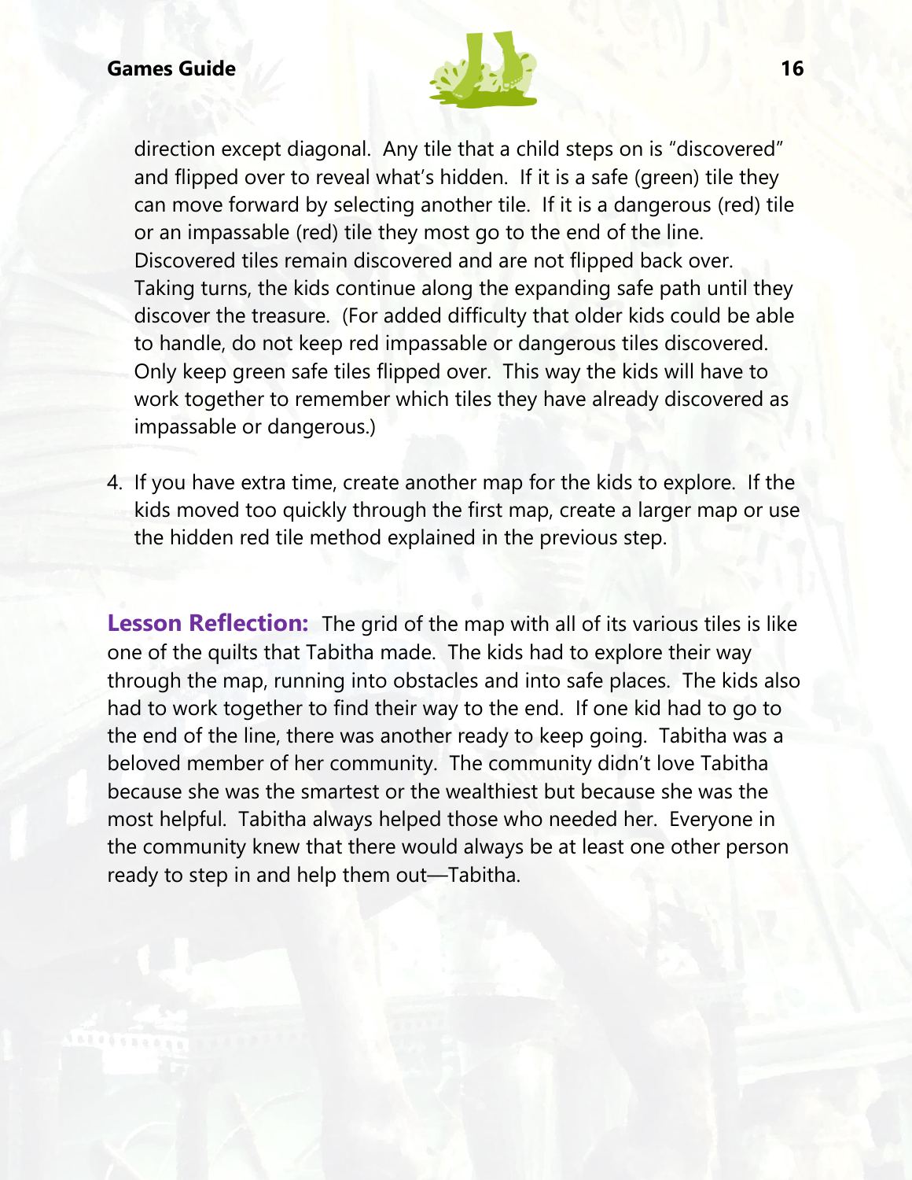direction except diagonal. Any tile that a child steps on is "discovered" and flipped over to reveal what's hidden. If it is a safe (green) tile they can move forward by selecting another tile. If it is a dangerous (red) tile or an impassable (red) tile they most go to the end of the line. Discovered tiles remain discovered and are not flipped back over. Taking turns, the kids continue along the expanding safe path until they discover the treasure. (For added difficulty that older kids could be able to handle, do not keep red impassable or dangerous tiles discovered. Only keep green safe tiles flipped over. This way the kids will have to work together to remember which tiles they have already discovered as impassable or dangerous.)

4. If you have extra time, create another map for the kids to explore. If the kids moved too quickly through the first map, create a larger map or use the hidden red tile method explained in the previous step.

**Lesson Reflection:** The grid of the map with all of its various tiles is like one of the quilts that Tabitha made. The kids had to explore their way through the map, running into obstacles and into safe places. The kids also had to work together to find their way to the end. If one kid had to go to the end of the line, there was another ready to keep going. Tabitha was a beloved member of her community. The community didn't love Tabitha because she was the smartest or the wealthiest but because she was the most helpful. Tabitha always helped those who needed her. Everyone in the community knew that there would always be at least one other person ready to step in and help them out—Tabitha.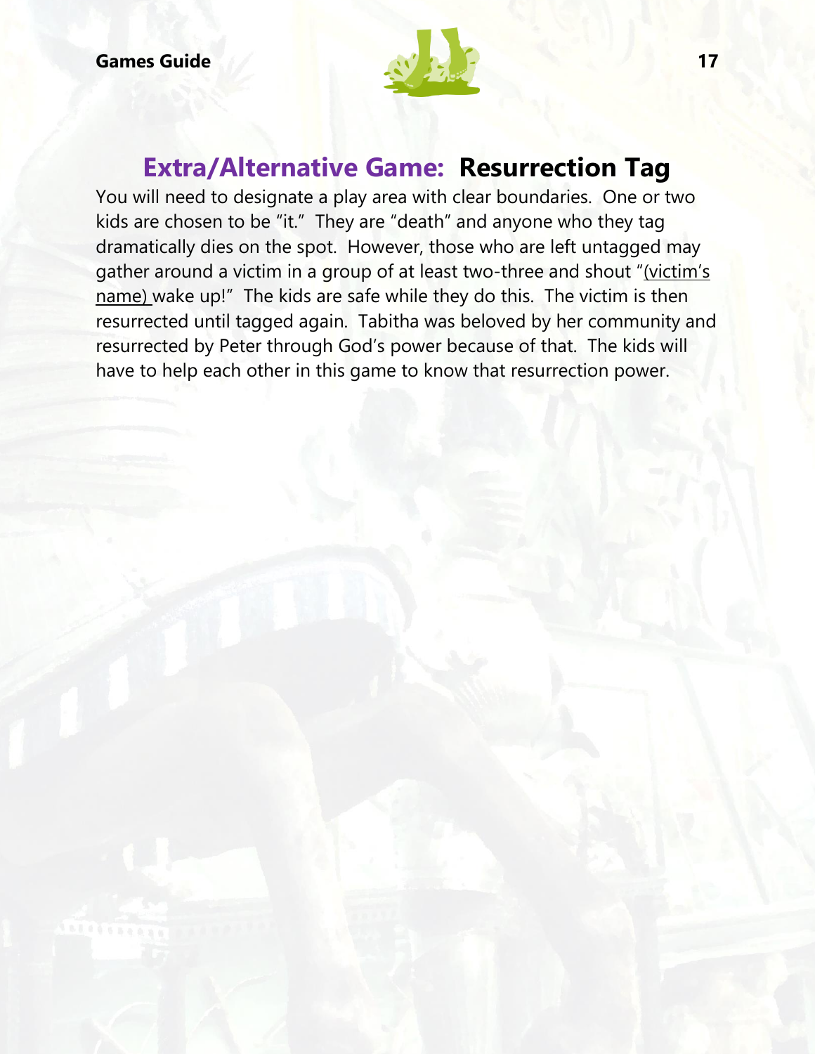## Extra/Alternative Game: **Resurrection Tag**

You will need to designate a play area with clear boundaries. One or two kids are chosen to be "it." They are "death" and anyone who they tag dramatically dies on the spot. However, those who are left untagged may gather around a victim in a group of at least two-three and shout "(victim's name) wake up!" The kids are safe while they do this. The victim is then resurrected until tagged again. Tabitha was beloved by her community and resurrected by Peter through God's power because of that. The kids will have to help each other in this game to know that resurrection power.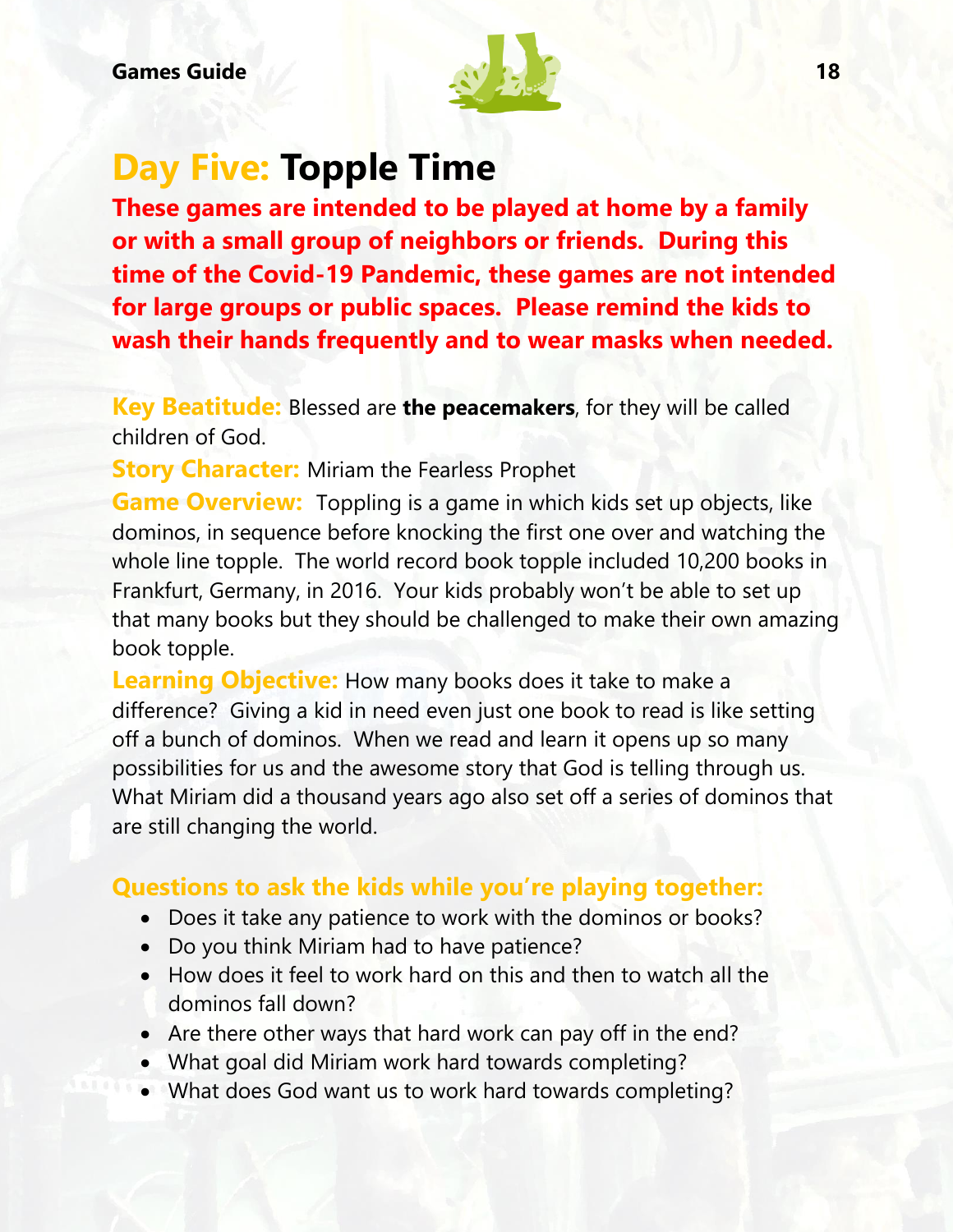# Day Five: Topple Time

**These games are intended to be played at home by a family or with a small group of neighbors or friends. During this time of the Covid-19 Pandemic, these games are not intended for large groups or public spaces. Please remind the kids to wash their hands frequently and to wear masks when needed.**

**Key Beatitude:** Blessed are **the peacemakers**, for they will be called children of God.

**Story Character:** Miriam the Fearless Prophet

**Game Overview:** Toppling is a game in which kids set up objects, like dominos, in sequence before knocking the first one over and watching the whole line topple. The world record book topple included 10,200 books in Frankfurt, Germany, in 2016. Your kids probably won't be able to set up that many books but they should be challenged to make their own amazing book topple.

**Learning Objective:** How many books does it take to make a difference? Giving a kid in need even just one book to read is like setting off a bunch of dominos. When we read and learn it opens up so many possibilities for us and the awesome story that God is telling through us. What Miriam did a thousand years ago also set off a series of dominos that are still changing the world.

### Questions to ask the kids while you're playing together:

- Does it take any patience to work with the dominos or books?
- Do you think Miriam had to have patience?
- How does it feel to work hard on this and then to watch all the dominos fall down?
- Are there other ways that hard work can pay off in the end?
- What goal did Miriam work hard towards completing?
- What does God want us to work hard towards completing?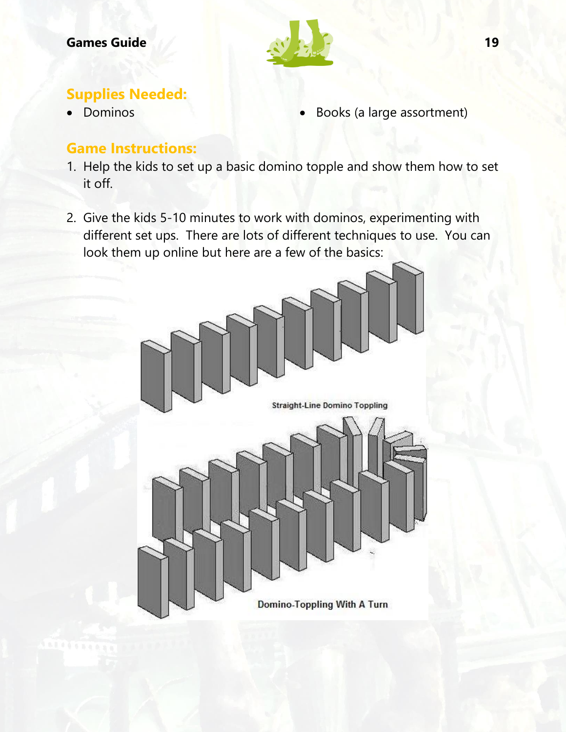## Supplies Needed:

- Dominos
- Books (a large assortment)

## Game Instructions:

1. Help the kids to set up a basic domino topple and show them how to set it off.

2. Give the kids 5-10 minutes to work with dominos, experimenting with different set ups. There are lots of different techniques to use. You can look them up online but here are a few of the basics:

Straight-Line Domino Toppling

Domino-Toppling With A Turn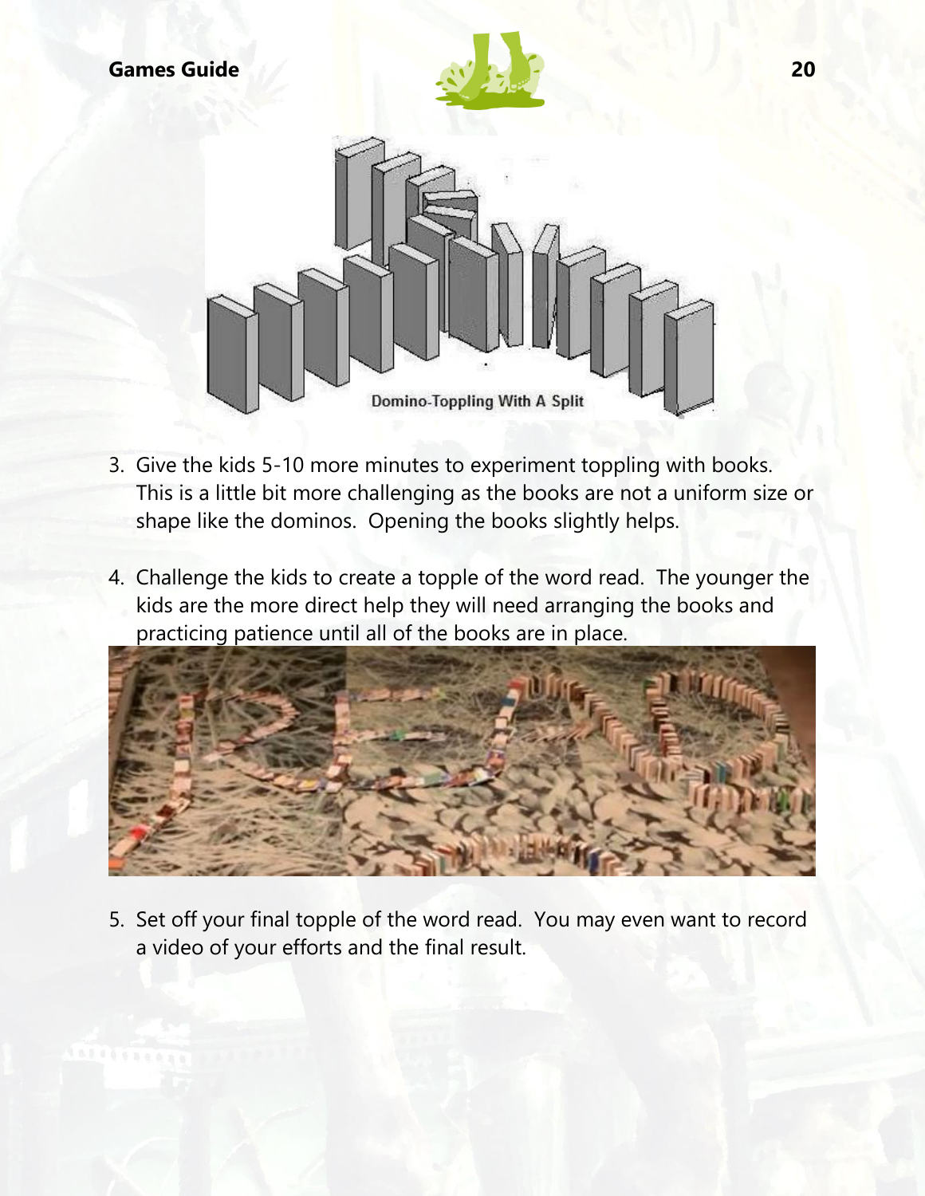Domino-Toppling With A Split

3. Give the kids 5-10 more minutes to experiment toppling with books. This is a little bit more challenging as the books are not a uniform size or shape like the dominos. Opening the books slightly helps.

4. Challenge the kids to create a topple of the word read. The younger the kids are the more direct help they will need arranging the books and practicing patience until all of the books are in place.

5. Set off your final topple of the word read. You may even want to record a video of your efforts and the final result.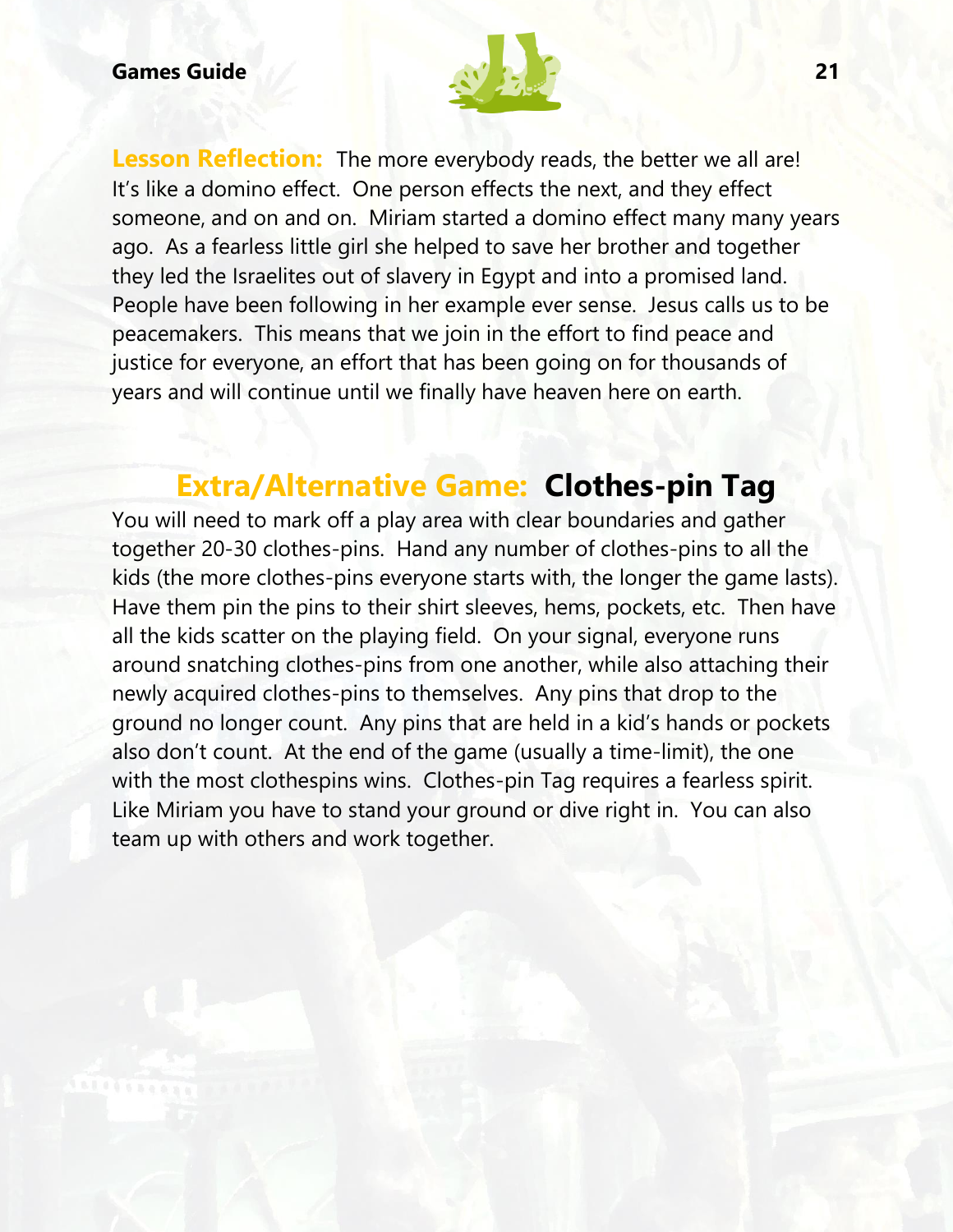**Lesson Reflection:** The more everybody reads, the better we all are! It's like a domino effect. One person effects the next, and they effect someone, and on and on. Miriam started a domino effect many many years ago. As a fearless little girl she helped to save her brother and together they led the Israelites out of slavery in Egypt and into a promised land. People have been following in her example ever sense. Jesus calls us to be peacemakers. This means that we join in the effort to find peace and justice for everyone, an effort that has been going on for thousands of years and will continue until we finally have heaven here on earth.

## Extra/Alternative Game: Clothes-pin Tag

You will need to mark off a play area with clear boundaries and gather together 20-30 clothes-pins. Hand any number of clothes-pins to all the kids (the more clothes-pins everyone starts with, the longer the game lasts). Have them pin the pins to their shirt sleeves, hems, pockets, etc. Then have all the kids scatter on the playing field. On your signal, everyone runs around snatching clothes-pins from one another, while also attaching their newly acquired clothes-pins to themselves. Any pins that drop to the ground no longer count. Any pins that are held in a kid's hands or pockets also don't count. At the end of the game (usually a time-limit), the one with the most clothespins wins. Clothes-pin Tag requires a fearless spirit. Like Miriam you have to stand your ground or dive right in. You can also team up with others and work together.